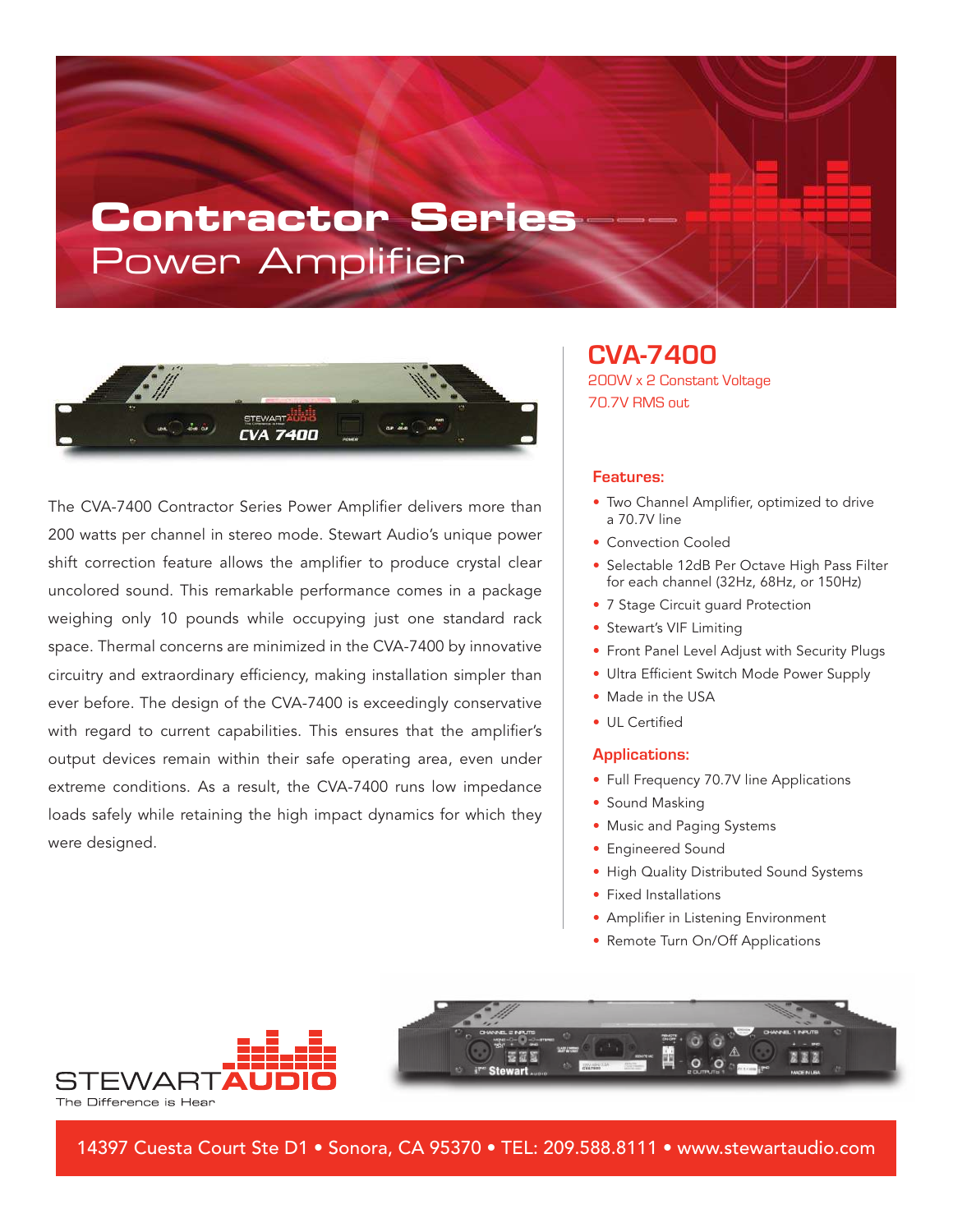# Contractor Series
## Power Amplifier

## CVA-7400

200W x 2 Constant Voltage
70.7V RMS out

The CVA-7400 Contractor Series Power Amplifier delivers more than 200 watts per channel in stereo mode. Stewart Audio's unique power shift correction feature allows the amplifier to produce crystal clear uncolored sound. This remarkable performance comes in a package weighing only 10 pounds while occupying just one standard rack space. Thermal concerns are minimized in the CVA-7400 by innovative circuitry and extraordinary efficiency, making installation simpler than ever before. The design of the CVA-7400 is exceedingly conservative with regard to current capabilities. This ensures that the amplifier's output devices remain within their safe operating area, even under extreme conditions. As a result, the CVA-7400 runs low impedance loads safely while retaining the high impact dynamics for which they were designed.

### Features:

- Two Channel Amplifier, optimized to drive a 70.7V line
- Convection Cooled
- Selectable 12dB Per Octave High Pass Filter for each channel (32Hz, 68Hz, or 150Hz)
- 7 Stage Circuit guard Protection
- Stewart's VIF Limiting
- Front Panel Level Adjust with Security Plugs
- Ultra Efficient Switch Mode Power Supply
- Made in the USA
- UL Certified

### Applications:

- Full Frequency 70.7V line Applications
- Sound Masking
- Music and Paging Systems
- Engineered Sound
- High Quality Distributed Sound Systems
- Fixed Installations
- Amplifier in Listening Environment
- Remote Turn On/Off Applications

STEWART AUDIO
The Difference is Hear

14397 Cuesta Court Ste D1 • Sonora, CA 95370 • TEL: 209.588.8111 • www.stewartaudio.com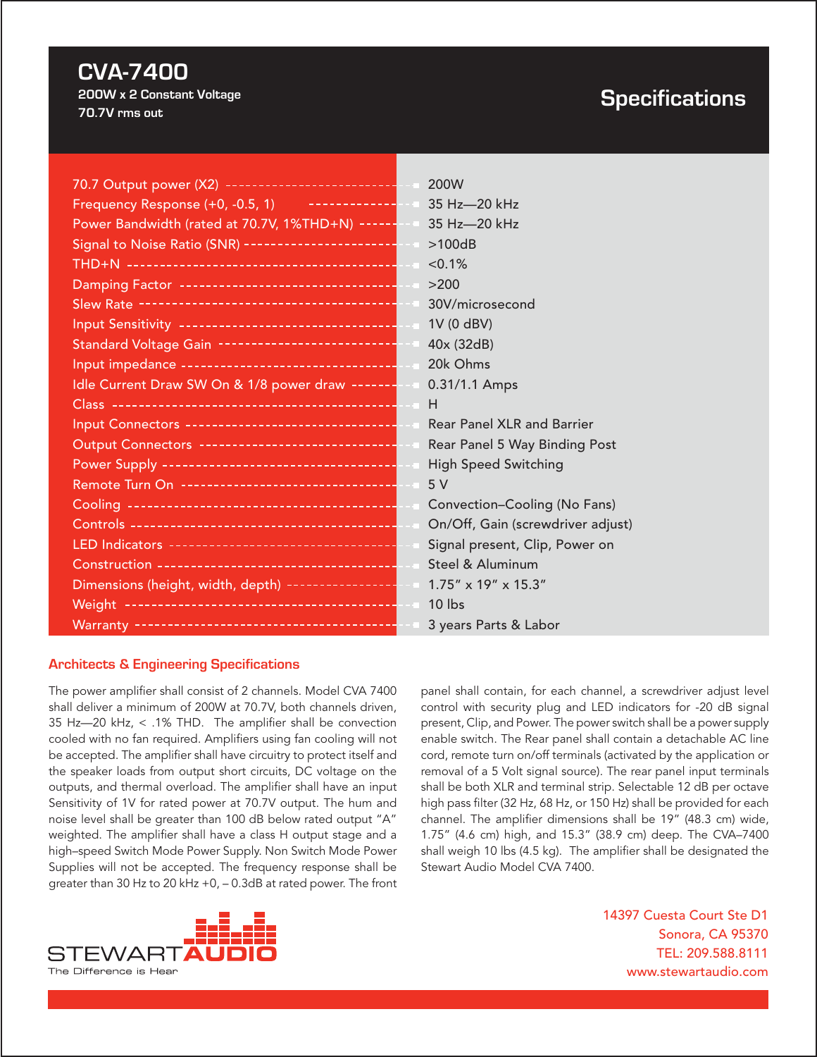# CVA-7400

**200W x 2 Constant Voltage**
**70.7V rms out**

## Specifications

| | |
|---|---|
| 70.7 Output power (X2) | 200W |
| Frequency Response (+0, -0.5, 1) | 35 Hz—20 kHz |
| Power Bandwidth (rated at 70.7V, 1%THD+N) | 35 Hz—20 kHz |
| Signal to Noise Ratio (SNR) | >100dB |
| THD+N | <0.1% |
| Damping Factor | >200 |
| Slew Rate | 30V/microsecond |
| Input Sensitivity | 1V (0 dBV) |
| Standard Voltage Gain | 40x (32dB) |
| Input impedance | 20k Ohms |
| Idle Current Draw SW On & 1/8 power draw | 0.31/1.1 Amps |
| Class | H |
| Input Connectors | Rear Panel XLR and Barrier |
| Output Connectors | Rear Panel 5 Way Binding Post |
| Power Supply | High Speed Switching |
| Remote Turn On | 5 V |
| Cooling | Convection–Cooling (No Fans) |
| Controls | On/Off, Gain (screwdriver adjust) |
| LED Indicators | Signal present, Clip, Power on |
| Construction | Steel & Aluminum |
| Dimensions (height, width, depth) | 1.75" x 19" x 15.3" |
| Weight | 10 lbs |
| Warranty | 3 years Parts & Labor |

### Architects & Engineering Specifications

The power amplifier shall consist of 2 channels. Model CVA 7400 shall deliver a minimum of 200W at 70.7V, both channels driven, 35 Hz—20 kHz, < .1% THD. The amplifier shall be convection cooled with no fan required. Amplifiers using fan cooling will not be accepted. The amplifier shall have circuitry to protect itself and the speaker loads from output short circuits, DC voltage on the outputs, and thermal overload. The amplifier shall have an input Sensitivity of 1V for rated power at 70.7V output. The hum and noise level shall be greater than 100 dB below rated output "A" weighted. The amplifier shall have a class H output stage and a high–speed Switch Mode Power Supply. Non Switch Mode Power Supplies will not be accepted. The frequency response shall be greater than 30 Hz to 20 kHz +0, – 0.3dB at rated power. The front panel shall contain, for each channel, a screwdriver adjust level control with security plug and LED indicators for -20 dB signal present, Clip, and Power. The power switch shall be a power supply enable switch. The Rear panel shall contain a detachable AC line cord, remote turn on/off terminals (activated by the application or removal of a 5 Volt signal source). The rear panel input terminals shall be both XLR and terminal strip. Selectable 12 dB per octave high pass filter (32 Hz, 68 Hz, or 150 Hz) shall be provided for each channel. The amplifier dimensions shall be 19" (48.3 cm) wide, 1.75" (4.6 cm) high, and 15.3" (38.9 cm) deep. The CVA–7400 shall weigh 10 lbs (4.5 kg). The amplifier shall be designated the Stewart Audio Model CVA 7400.

STEWART AUDIO
The Difference is Hear

14397 Cuesta Court Ste D1
Sonora, CA 95370
TEL: 209.588.8111
www.stewartaudio.com